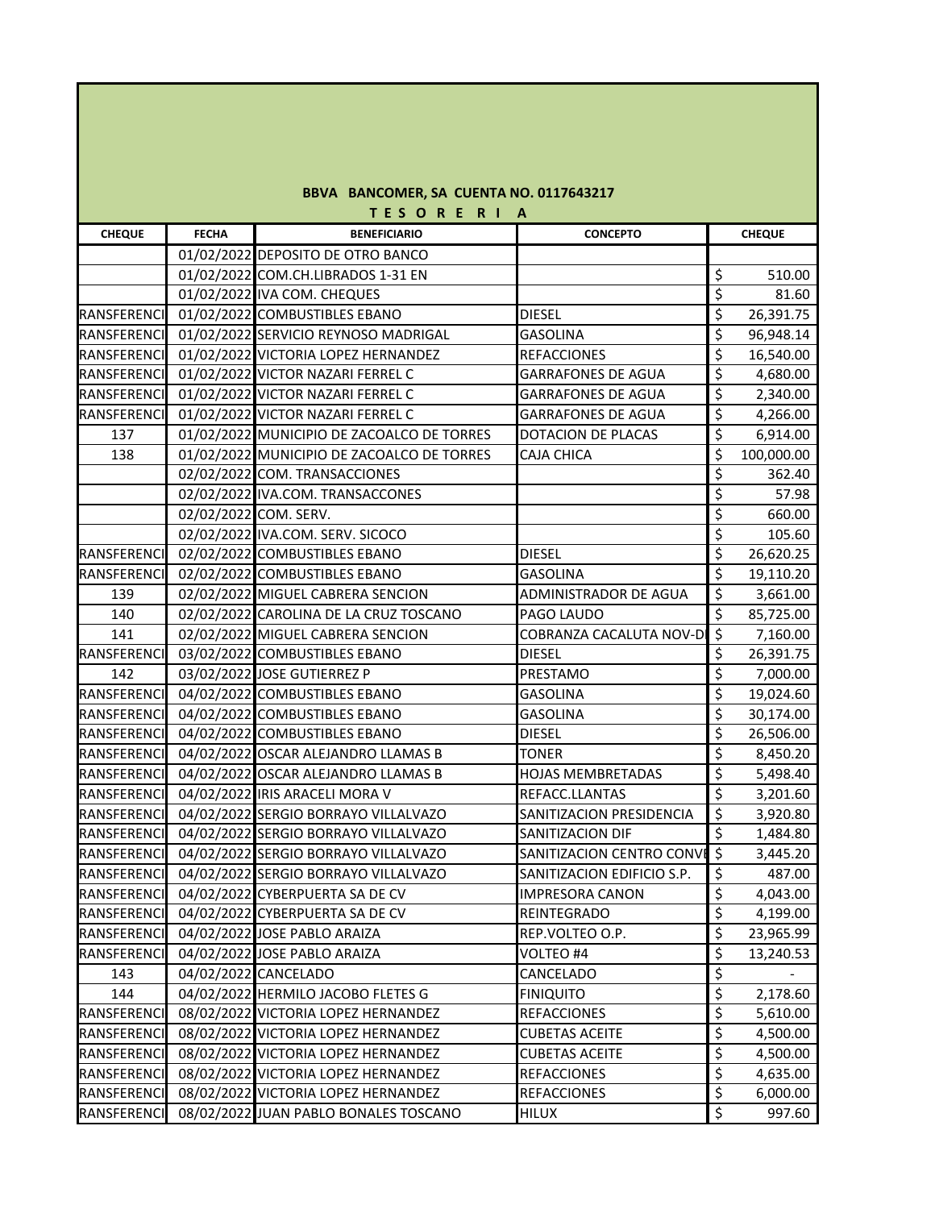## BBVA BANCOMER, SA CUENTA NO. 0117643217

### T E S O R E R I A

| CHEQUE | FECHA | BENEFICIARIO | CONCEPTO | CHEQUE |
|---|---|---|---|---|
| | 01/02/2022 | DEPOSITO DE OTRO BANCO | | |
| | 01/02/2022 | COM.CH.LIBRADOS 1-31 EN | | $ 510.00 |
| | 01/02/2022 | IVA COM. CHEQUES | | $ 81.60 |
| RANSFERENCI | 01/02/2022 | COMBUSTIBLES EBANO | DIESEL | $ 26,391.75 |
| RANSFERENCI | 01/02/2022 | SERVICIO REYNOSO MADRIGAL | GASOLINA | $ 96,948.14 |
| RANSFERENCI | 01/02/2022 | VICTORIA LOPEZ HERNANDEZ | REFACCIONES | $ 16,540.00 |
| RANSFERENCI | 01/02/2022 | VICTOR NAZARI FERREL C | GARRAFONES DE AGUA | $ 4,680.00 |
| RANSFERENCI | 01/02/2022 | VICTOR NAZARI FERREL C | GARRAFONES DE AGUA | $ 2,340.00 |
| RANSFERENCI | 01/02/2022 | VICTOR NAZARI FERREL C | GARRAFONES DE AGUA | $ 4,266.00 |
| 137 | 01/02/2022 | MUNICIPIO DE ZACOALCO DE TORRES | DOTACION DE PLACAS | $ 6,914.00 |
| 138 | 01/02/2022 | MUNICIPIO DE ZACOALCO DE TORRES | CAJA CHICA | $ 100,000.00 |
| | 02/02/2022 | COM. TRANSACCIONES | | $ 362.40 |
| | 02/02/2022 | IVA.COM. TRANSACCONES | | $ 57.98 |
| | 02/02/2022 | COM. SERV. | | $ 660.00 |
| | 02/02/2022 | IVA.COM. SERV. SICOCO | | $ 105.60 |
| RANSFERENCI | 02/02/2022 | COMBUSTIBLES EBANO | DIESEL | $ 26,620.25 |
| RANSFERENCI | 02/02/2022 | COMBUSTIBLES EBANO | GASOLINA | $ 19,110.20 |
| 139 | 02/02/2022 | MIGUEL CABRERA SENCION | ADMINISTRADOR DE AGUA | $ 3,661.00 |
| 140 | 02/02/2022 | CAROLINA DE LA CRUZ TOSCANO | PAGO LAUDO | $ 85,725.00 |
| 141 | 02/02/2022 | MIGUEL CABRERA SENCION | COBRANZA CACALUTA NOV-D | $ 7,160.00 |
| RANSFERENCI | 03/02/2022 | COMBUSTIBLES EBANO | DIESEL | $ 26,391.75 |
| 142 | 03/02/2022 | JOSE GUTIERREZ P | PRESTAMO | $ 7,000.00 |
| RANSFERENCI | 04/02/2022 | COMBUSTIBLES EBANO | GASOLINA | $ 19,024.60 |
| RANSFERENCI | 04/02/2022 | COMBUSTIBLES EBANO | GASOLINA | $ 30,174.00 |
| RANSFERENCI | 04/02/2022 | COMBUSTIBLES EBANO | DIESEL | $ 26,506.00 |
| RANSFERENCI | 04/02/2022 | OSCAR ALEJANDRO LLAMAS B | TONER | $ 8,450.20 |
| RANSFERENCI | 04/02/2022 | OSCAR ALEJANDRO LLAMAS B | HOJAS MEMBRETADAS | $ 5,498.40 |
| RANSFERENCI | 04/02/2022 | IRIS ARACELI MORA V | REFACC.LLANTAS | $ 3,201.60 |
| RANSFERENCI | 04/02/2022 | SERGIO BORRAYO VILLALVAZO | SANITIZACION PRESIDENCIA | $ 3,920.80 |
| RANSFERENCI | 04/02/2022 | SERGIO BORRAYO VILLALVAZO | SANITIZACION DIF | $ 1,484.80 |
| RANSFERENCI | 04/02/2022 | SERGIO BORRAYO VILLALVAZO | SANITIZACION CENTRO CONVE | $ 3,445.20 |
| RANSFERENCI | 04/02/2022 | SERGIO BORRAYO VILLALVAZO | SANITIZACION EDIFICIO S.P. | $ 487.00 |
| RANSFERENCI | 04/02/2022 | CYBERPUERTA SA DE CV | IMPRESORA CANON | $ 4,043.00 |
| RANSFERENCI | 04/02/2022 | CYBERPUERTA SA DE CV | REINTEGRADO | $ 4,199.00 |
| RANSFERENCI | 04/02/2022 | JOSE PABLO ARAIZA | REP.VOLTEO O.P. | $ 23,965.99 |
| RANSFERENCI | 04/02/2022 | JOSE PABLO ARAIZA | VOLTEO #4 | $ 13,240.53 |
| 143 | 04/02/2022 | CANCELADO | CANCELADO | $ - |
| 144 | 04/02/2022 | HERMILO JACOBO FLETES G | FINIQUITO | $ 2,178.60 |
| RANSFERENCI | 08/02/2022 | VICTORIA LOPEZ HERNANDEZ | REFACCIONES | $ 5,610.00 |
| RANSFERENCI | 08/02/2022 | VICTORIA LOPEZ HERNANDEZ | CUBETAS ACEITE | $ 4,500.00 |
| RANSFERENCI | 08/02/2022 | VICTORIA LOPEZ HERNANDEZ | CUBETAS ACEITE | $ 4,500.00 |
| RANSFERENCI | 08/02/2022 | VICTORIA LOPEZ HERNANDEZ | REFACCIONES | $ 4,635.00 |
| RANSFERENCI | 08/02/2022 | VICTORIA LOPEZ HERNANDEZ | REFACCIONES | $ 6,000.00 |
| RANSFERENCI | 08/02/2022 | JUAN PABLO BONALES TOSCANO | HILUX | $ 997.60 |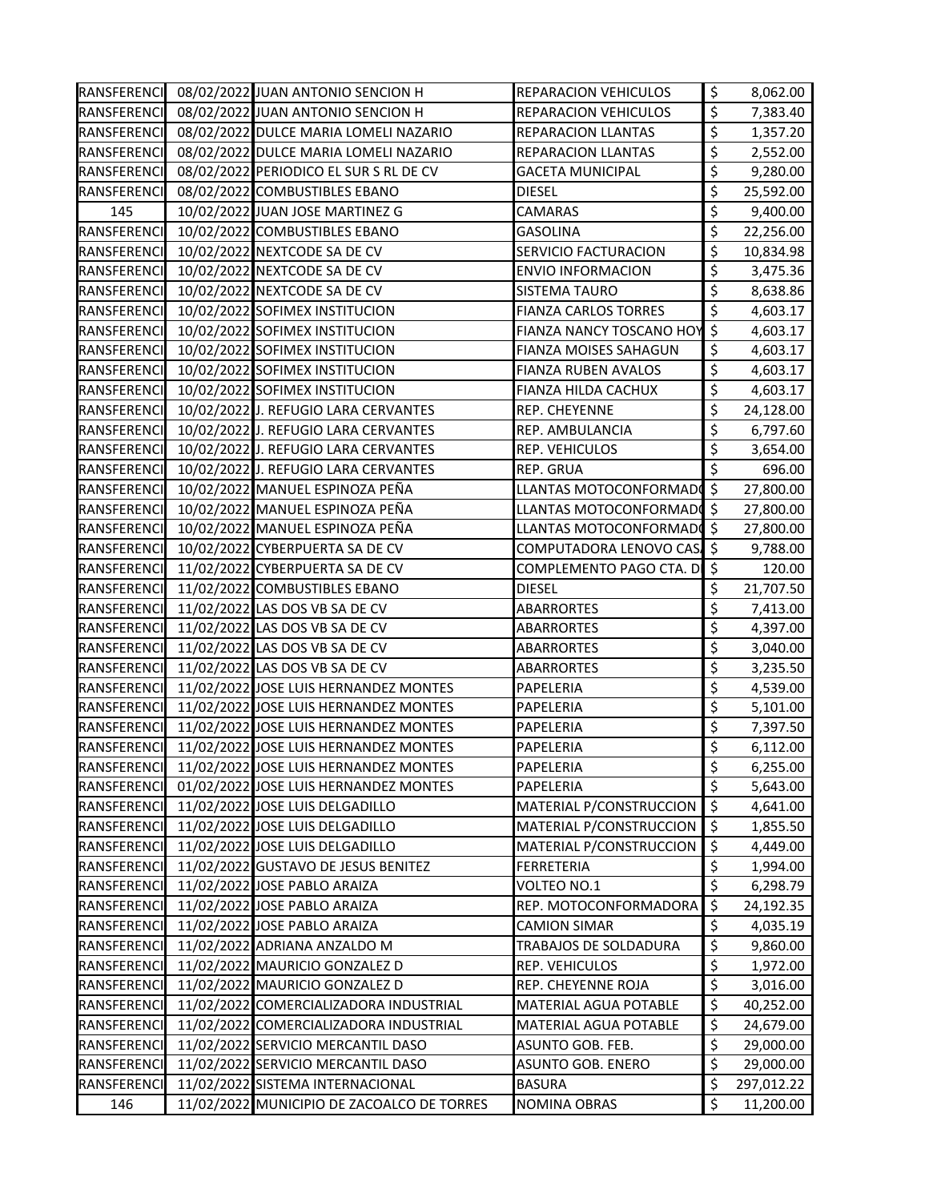| | | | | | |
|---|---|---|---|---|---|
| RANSFERENCI | 08/02/2022 | JUAN ANTONIO SENCION H | REPARACION VEHICULOS | $ | 8,062.00 |
| RANSFERENCI | 08/02/2022 | JUAN ANTONIO SENCION H | REPARACION VEHICULOS | $ | 7,383.40 |
| RANSFERENCI | 08/02/2022 | DULCE MARIA LOMELI NAZARIO | REPARACION LLANTAS | $ | 1,357.20 |
| RANSFERENCI | 08/02/2022 | DULCE MARIA LOMELI NAZARIO | REPARACION LLANTAS | $ | 2,552.00 |
| RANSFERENCI | 08/02/2022 | PERIODICO EL SUR S RL DE CV | GACETA MUNICIPAL | $ | 9,280.00 |
| RANSFERENCI | 08/02/2022 | COMBUSTIBLES EBANO | DIESEL | $ | 25,592.00 |
| 145 | 10/02/2022 | JUAN JOSE MARTINEZ G | CAMARAS | $ | 9,400.00 |
| RANSFERENCI | 10/02/2022 | COMBUSTIBLES EBANO | GASOLINA | $ | 22,256.00 |
| RANSFERENCI | 10/02/2022 | NEXTCODE SA DE CV | SERVICIO FACTURACION | $ | 10,834.98 |
| RANSFERENCI | 10/02/2022 | NEXTCODE SA DE CV | ENVIO INFORMACION | $ | 3,475.36 |
| RANSFERENCI | 10/02/2022 | NEXTCODE SA DE CV | SISTEMA TAURO | $ | 8,638.86 |
| RANSFERENCI | 10/02/2022 | SOFIMEX INSTITUCION | FIANZA CARLOS TORRES | $ | 4,603.17 |
| RANSFERENCI | 10/02/2022 | SOFIMEX INSTITUCION | FIANZA NANCY TOSCANO HOY | $ | 4,603.17 |
| RANSFERENCI | 10/02/2022 | SOFIMEX INSTITUCION | FIANZA MOISES SAHAGUN | $ | 4,603.17 |
| RANSFERENCI | 10/02/2022 | SOFIMEX INSTITUCION | FIANZA RUBEN AVALOS | $ | 4,603.17 |
| RANSFERENCI | 10/02/2022 | SOFIMEX INSTITUCION | FIANZA HILDA CACHUX | $ | 4,603.17 |
| RANSFERENCI | 10/02/2022 | J. REFUGIO LARA CERVANTES | REP. CHEYENNE | $ | 24,128.00 |
| RANSFERENCI | 10/02/2022 | J. REFUGIO LARA CERVANTES | REP. AMBULANCIA | $ | 6,797.60 |
| RANSFERENCI | 10/02/2022 | J. REFUGIO LARA CERVANTES | REP. VEHICULOS | $ | 3,654.00 |
| RANSFERENCI | 10/02/2022 | J. REFUGIO LARA CERVANTES | REP. GRUA | $ | 696.00 |
| RANSFERENCI | 10/02/2022 | MANUEL ESPINOZA PEÑA | LLANTAS MOTOCONFORMADO | $ | 27,800.00 |
| RANSFERENCI | 10/02/2022 | MANUEL ESPINOZA PEÑA | LLANTAS MOTOCONFORMADO | $ | 27,800.00 |
| RANSFERENCI | 10/02/2022 | MANUEL ESPINOZA PEÑA | LLANTAS MOTOCONFORMADO | $ | 27,800.00 |
| RANSFERENCI | 10/02/2022 | CYBERPUERTA SA DE CV | COMPUTADORA LENOVO CAS | $ | 9,788.00 |
| RANSFERENCI | 11/02/2022 | CYBERPUERTA SA DE CV | COMPLEMENTO PAGO CTA. D | $ | 120.00 |
| RANSFERENCI | 11/02/2022 | COMBUSTIBLES EBANO | DIESEL | $ | 21,707.50 |
| RANSFERENCI | 11/02/2022 | LAS DOS VB SA DE CV | ABARRORTES | $ | 7,413.00 |
| RANSFERENCI | 11/02/2022 | LAS DOS VB SA DE CV | ABARRORTES | $ | 4,397.00 |
| RANSFERENCI | 11/02/2022 | LAS DOS VB SA DE CV | ABARRORTES | $ | 3,040.00 |
| RANSFERENCI | 11/02/2022 | LAS DOS VB SA DE CV | ABARRORTES | $ | 3,235.50 |
| RANSFERENCI | 11/02/2022 | JOSE LUIS HERNANDEZ MONTES | PAPELERIA | $ | 4,539.00 |
| RANSFERENCI | 11/02/2022 | JOSE LUIS HERNANDEZ MONTES | PAPELERIA | $ | 5,101.00 |
| RANSFERENCI | 11/02/2022 | JOSE LUIS HERNANDEZ MONTES | PAPELERIA | $ | 7,397.50 |
| RANSFERENCI | 11/02/2022 | JOSE LUIS HERNANDEZ MONTES | PAPELERIA | $ | 6,112.00 |
| RANSFERENCI | 11/02/2022 | JOSE LUIS HERNANDEZ MONTES | PAPELERIA | $ | 6,255.00 |
| RANSFERENCI | 01/02/2022 | JOSE LUIS HERNANDEZ MONTES | PAPELERIA | $ | 5,643.00 |
| RANSFERENCI | 11/02/2022 | JOSE LUIS DELGADILLO | MATERIAL P/CONSTRUCCION | $ | 4,641.00 |
| RANSFERENCI | 11/02/2022 | JOSE LUIS DELGADILLO | MATERIAL P/CONSTRUCCION | $ | 1,855.50 |
| RANSFERENCI | 11/02/2022 | JOSE LUIS DELGADILLO | MATERIAL P/CONSTRUCCION | $ | 4,449.00 |
| RANSFERENCI | 11/02/2022 | GUSTAVO DE JESUS BENITEZ | FERRETERIA | $ | 1,994.00 |
| RANSFERENCI | 11/02/2022 | JOSE PABLO ARAIZA | VOLTEO NO.1 | $ | 6,298.79 |
| RANSFERENCI | 11/02/2022 | JOSE PABLO ARAIZA | REP. MOTOCONFORMADORA | $ | 24,192.35 |
| RANSFERENCI | 11/02/2022 | JOSE PABLO ARAIZA | CAMION SIMAR | $ | 4,035.19 |
| RANSFERENCI | 11/02/2022 | ADRIANA ANZALDO M | TRABAJOS DE SOLDADURA | $ | 9,860.00 |
| RANSFERENCI | 11/02/2022 | MAURICIO GONZALEZ D | REP. VEHICULOS | $ | 1,972.00 |
| RANSFERENCI | 11/02/2022 | MAURICIO GONZALEZ D | REP. CHEYENNE ROJA | $ | 3,016.00 |
| RANSFERENCI | 11/02/2022 | COMERCIALIZADORA INDUSTRIAL | MATERIAL AGUA POTABLE | $ | 40,252.00 |
| RANSFERENCI | 11/02/2022 | COMERCIALIZADORA INDUSTRIAL | MATERIAL AGUA POTABLE | $ | 24,679.00 |
| RANSFERENCI | 11/02/2022 | SERVICIO MERCANTIL DASO | ASUNTO GOB. FEB. | $ | 29,000.00 |
| RANSFERENCI | 11/02/2022 | SERVICIO MERCANTIL DASO | ASUNTO GOB. ENERO | $ | 29,000.00 |
| RANSFERENCI | 11/02/2022 | SISTEMA INTERNACIONAL | BASURA | $ | 297,012.22 |
| 146 | 11/02/2022 | MUNICIPIO DE ZACOALCO DE TORRES | NOMINA OBRAS | $ | 11,200.00 |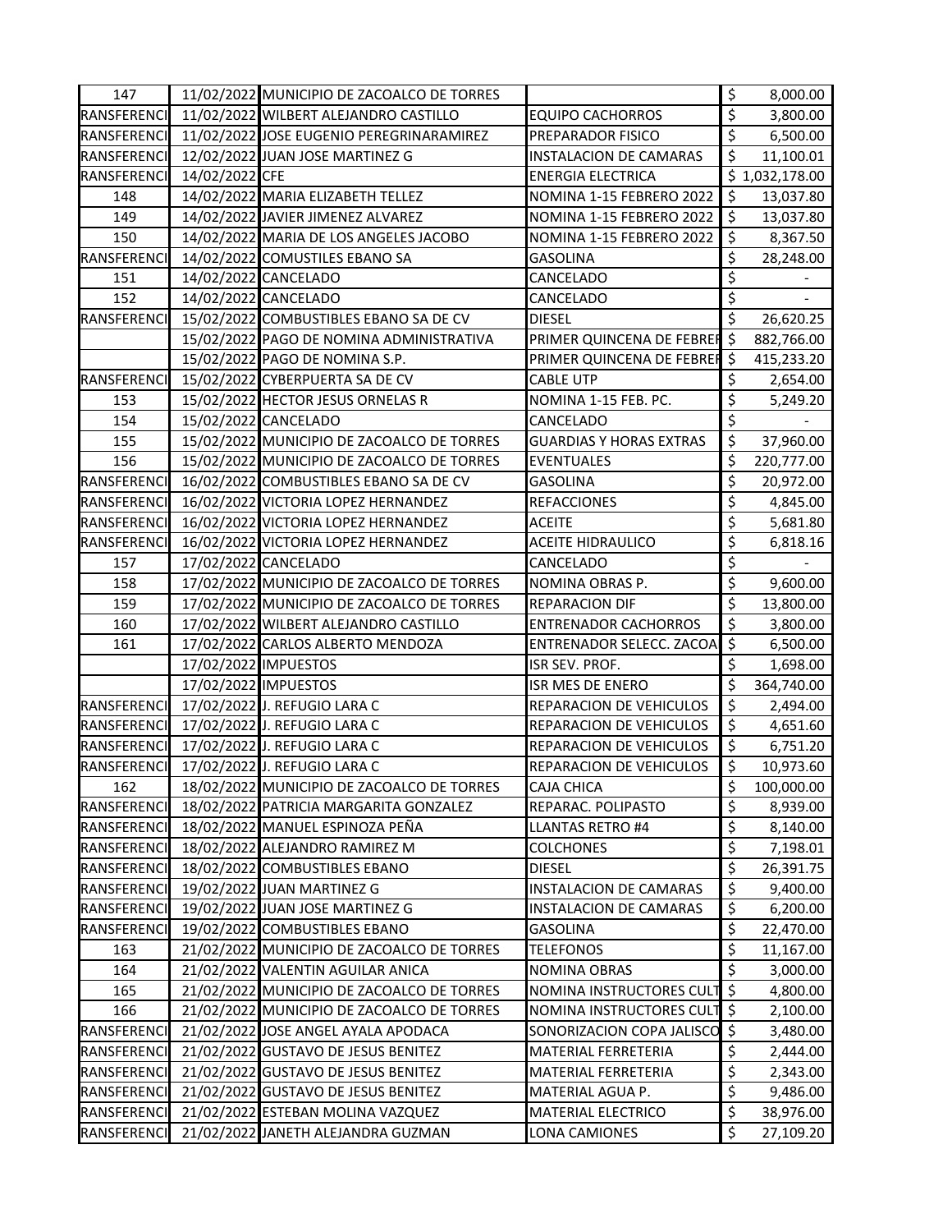| | | | | |
|---|---|---|---|---|
| 147 | 11/02/2022 | MUNICIPIO DE ZACOALCO DE TORRES | | $ 8,000.00 |
| RANSFERENCI | 11/02/2022 | WILBERT ALEJANDRO CASTILLO | EQUIPO CACHORROS | $ 3,800.00 |
| RANSFERENCI | 11/02/2022 | JOSE EUGENIO PEREGRINARAMIREZ | PREPARADOR FISICO | $ 6,500.00 |
| RANSFERENCI | 12/02/2022 | JUAN JOSE MARTINEZ G | INSTALACION DE CAMARAS | $ 11,100.01 |
| RANSFERENCI | 14/02/2022 | CFE | ENERGIA ELECTRICA | $ 1,032,178.00 |
| 148 | 14/02/2022 | MARIA ELIZABETH TELLEZ | NOMINA 1-15 FEBRERO 2022 | $ 13,037.80 |
| 149 | 14/02/2022 | JAVIER JIMENEZ ALVAREZ | NOMINA 1-15 FEBRERO 2022 | $ 13,037.80 |
| 150 | 14/02/2022 | MARIA DE LOS ANGELES JACOBO | NOMINA 1-15 FEBRERO 2022 | $ 8,367.50 |
| RANSFERENCI | 14/02/2022 | COMUSTILES EBANO SA | GASOLINA | $ 28,248.00 |
| 151 | 14/02/2022 | CANCELADO | CANCELADO | $ - |
| 152 | 14/02/2022 | CANCELADO | CANCELADO | $ - |
| RANSFERENCI | 15/02/2022 | COMBUSTIBLES EBANO SA DE CV | DIESEL | $ 26,620.25 |
| | 15/02/2022 | PAGO DE NOMINA ADMINISTRATIVA | PRIMER QUINCENA DE FEBRER | $ 882,766.00 |
| | 15/02/2022 | PAGO DE NOMINA S.P. | PRIMER QUINCENA DE FEBRER | $ 415,233.20 |
| RANSFERENCI | 15/02/2022 | CYBERPUERTA SA DE CV | CABLE UTP | $ 2,654.00 |
| 153 | 15/02/2022 | HECTOR JESUS ORNELAS R | NOMINA 1-15 FEB. PC. | $ 5,249.20 |
| 154 | 15/02/2022 | CANCELADO | CANCELADO | $ - |
| 155 | 15/02/2022 | MUNICIPIO DE ZACOALCO DE TORRES | GUARDIAS Y HORAS EXTRAS | $ 37,960.00 |
| 156 | 15/02/2022 | MUNICIPIO DE ZACOALCO DE TORRES | EVENTUALES | $ 220,777.00 |
| RANSFERENCI | 16/02/2022 | COMBUSTIBLES EBANO SA DE CV | GASOLINA | $ 20,972.00 |
| RANSFERENCI | 16/02/2022 | VICTORIA LOPEZ HERNANDEZ | REFACCIONES | $ 4,845.00 |
| RANSFERENCI | 16/02/2022 | VICTORIA LOPEZ HERNANDEZ | ACEITE | $ 5,681.80 |
| RANSFERENCI | 16/02/2022 | VICTORIA LOPEZ HERNANDEZ | ACEITE HIDRAULICO | $ 6,818.16 |
| 157 | 17/02/2022 | CANCELADO | CANCELADO | $ - |
| 158 | 17/02/2022 | MUNICIPIO DE ZACOALCO DE TORRES | NOMINA OBRAS P. | $ 9,600.00 |
| 159 | 17/02/2022 | MUNICIPIO DE ZACOALCO DE TORRES | REPARACION DIF | $ 13,800.00 |
| 160 | 17/02/2022 | WILBERT ALEJANDRO CASTILLO | ENTRENADOR CACHORROS | $ 3,800.00 |
| 161 | 17/02/2022 | CARLOS ALBERTO MENDOZA | ENTRENADOR SELECC. ZACOA | $ 6,500.00 |
| | 17/02/2022 | IMPUESTOS | ISR SEV. PROF. | $ 1,698.00 |
| | 17/02/2022 | IMPUESTOS | ISR MES DE ENERO | $ 364,740.00 |
| RANSFERENCI | 17/02/2022 | J. REFUGIO LARA C | REPARACION DE VEHICULOS | $ 2,494.00 |
| RANSFERENCI | 17/02/2022 | J. REFUGIO LARA C | REPARACION DE VEHICULOS | $ 4,651.60 |
| RANSFERENCI | 17/02/2022 | J. REFUGIO LARA C | REPARACION DE VEHICULOS | $ 6,751.20 |
| RANSFERENCI | 17/02/2022 | J. REFUGIO LARA C | REPARACION DE VEHICULOS | $ 10,973.60 |
| 162 | 18/02/2022 | MUNICIPIO DE ZACOALCO DE TORRES | CAJA CHICA | $ 100,000.00 |
| RANSFERENCI | 18/02/2022 | PATRICIA MARGARITA GONZALEZ | REPARAC. POLIPASTO | $ 8,939.00 |
| RANSFERENCI | 18/02/2022 | MANUEL ESPINOZA PEÑA | LLANTAS RETRO #4 | $ 8,140.00 |
| RANSFERENCI | 18/02/2022 | ALEJANDRO RAMIREZ M | COLCHONES | $ 7,198.01 |
| RANSFERENCI | 18/02/2022 | COMBUSTIBLES EBANO | DIESEL | $ 26,391.75 |
| RANSFERENCI | 19/02/2022 | JUAN MARTINEZ G | INSTALACION DE CAMARAS | $ 9,400.00 |
| RANSFERENCI | 19/02/2022 | JUAN JOSE MARTINEZ G | INSTALACION DE CAMARAS | $ 6,200.00 |
| RANSFERENCI | 19/02/2022 | COMBUSTIBLES EBANO | GASOLINA | $ 22,470.00 |
| 163 | 21/02/2022 | MUNICIPIO DE ZACOALCO DE TORRES | TELEFONOS | $ 11,167.00 |
| 164 | 21/02/2022 | VALENTIN AGUILAR ANICA | NOMINA OBRAS | $ 3,000.00 |
| 165 | 21/02/2022 | MUNICIPIO DE ZACOALCO DE TORRES | NOMINA INSTRUCTORES CULT | $ 4,800.00 |
| 166 | 21/02/2022 | MUNICIPIO DE ZACOALCO DE TORRES | NOMINA INSTRUCTORES CULT | $ 2,100.00 |
| RANSFERENCI | 21/02/2022 | JOSE ANGEL AYALA APODACA | SONORIZACION COPA JALISCO | $ 3,480.00 |
| RANSFERENCI | 21/02/2022 | GUSTAVO DE JESUS BENITEZ | MATERIAL FERRETERIA | $ 2,444.00 |
| RANSFERENCI | 21/02/2022 | GUSTAVO DE JESUS BENITEZ | MATERIAL FERRETERIA | $ 2,343.00 |
| RANSFERENCI | 21/02/2022 | GUSTAVO DE JESUS BENITEZ | MATERIAL AGUA P. | $ 9,486.00 |
| RANSFERENCI | 21/02/2022 | ESTEBAN MOLINA VAZQUEZ | MATERIAL ELECTRICO | $ 38,976.00 |
| RANSFERENCI | 21/02/2022 | JANETH ALEJANDRA GUZMAN | LONA CAMIONES | $ 27,109.20 |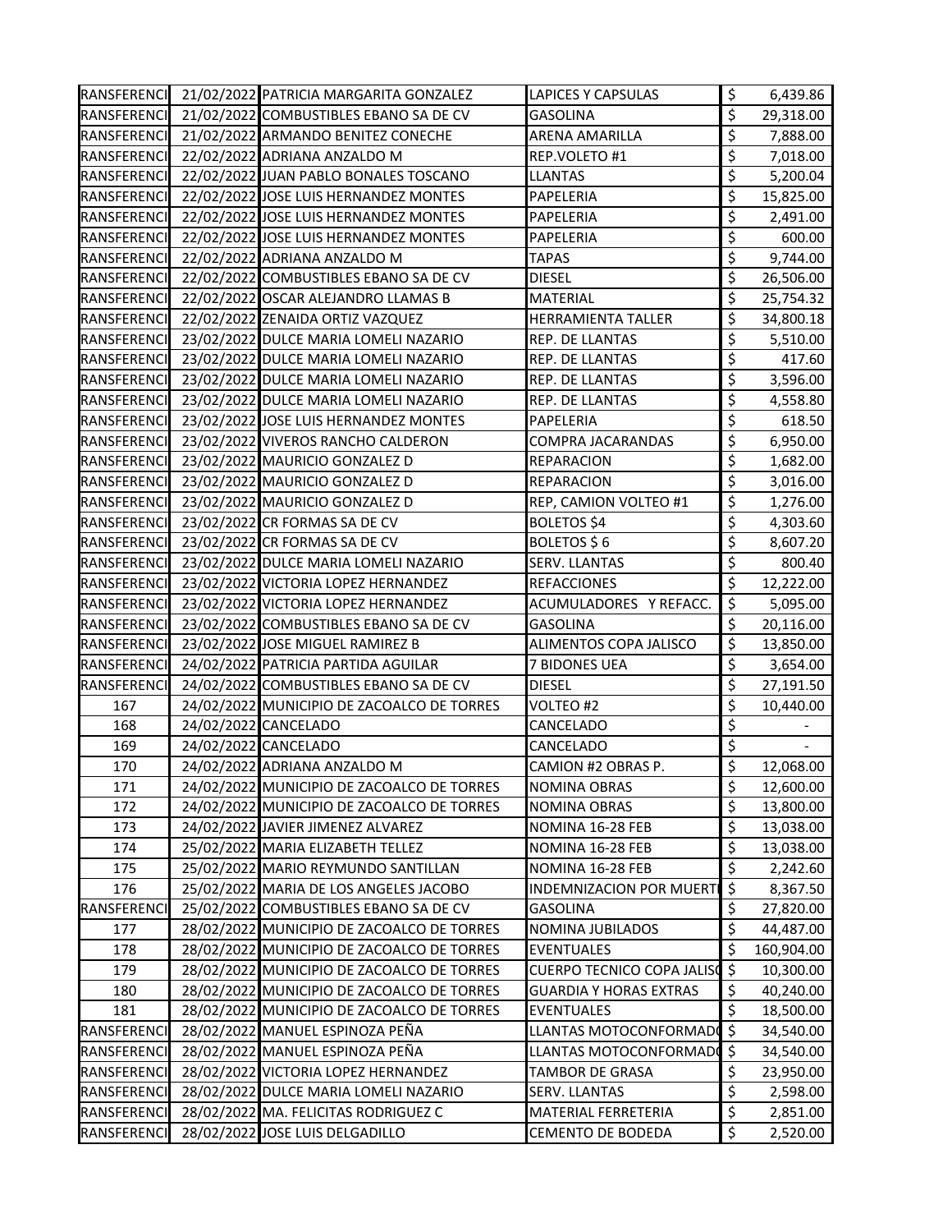| | | | | | |
|---|---|---|---|---|---|
| RANSFERENCI | 21/02/2022 | PATRICIA MARGARITA GONZALEZ | LAPICES Y CAPSULAS | $ | 6,439.86 |
| RANSFERENCI | 21/02/2022 | COMBUSTIBLES EBANO SA DE CV | GASOLINA | $ | 29,318.00 |
| RANSFERENCI | 21/02/2022 | ARMANDO BENITEZ CONECHE | ARENA AMARILLA | $ | 7,888.00 |
| RANSFERENCI | 22/02/2022 | ADRIANA ANZALDO M | REP.VOLETO #1 | $ | 7,018.00 |
| RANSFERENCI | 22/02/2022 | JUAN PABLO BONALES TOSCANO | LLANTAS | $ | 5,200.04 |
| RANSFERENCI | 22/02/2022 | JOSE LUIS HERNANDEZ MONTES | PAPELERIA | $ | 15,825.00 |
| RANSFERENCI | 22/02/2022 | JOSE LUIS HERNANDEZ MONTES | PAPELERIA | $ | 2,491.00 |
| RANSFERENCI | 22/02/2022 | JOSE LUIS HERNANDEZ MONTES | PAPELERIA | $ | 600.00 |
| RANSFERENCI | 22/02/2022 | ADRIANA ANZALDO M | TAPAS | $ | 9,744.00 |
| RANSFERENCI | 22/02/2022 | COMBUSTIBLES EBANO SA DE CV | DIESEL | $ | 26,506.00 |
| RANSFERENCI | 22/02/2022 | OSCAR ALEJANDRO LLAMAS B | MATERIAL | $ | 25,754.32 |
| RANSFERENCI | 22/02/2022 | ZENAIDA ORTIZ VAZQUEZ | HERRAMIENTA TALLER | $ | 34,800.18 |
| RANSFERENCI | 23/02/2022 | DULCE MARIA LOMELI NAZARIO | REP. DE LLANTAS | $ | 5,510.00 |
| RANSFERENCI | 23/02/2022 | DULCE MARIA LOMELI NAZARIO | REP. DE LLANTAS | $ | 417.60 |
| RANSFERENCI | 23/02/2022 | DULCE MARIA LOMELI NAZARIO | REP. DE LLANTAS | $ | 3,596.00 |
| RANSFERENCI | 23/02/2022 | DULCE MARIA LOMELI NAZARIO | REP. DE LLANTAS | $ | 4,558.80 |
| RANSFERENCI | 23/02/2022 | JOSE LUIS HERNANDEZ MONTES | PAPELERIA | $ | 618.50 |
| RANSFERENCI | 23/02/2022 | VIVEROS RANCHO CALDERON | COMPRA JACARANDAS | $ | 6,950.00 |
| RANSFERENCI | 23/02/2022 | MAURICIO GONZALEZ D | REPARACION | $ | 1,682.00 |
| RANSFERENCI | 23/02/2022 | MAURICIO GONZALEZ D | REPARACION | $ | 3,016.00 |
| RANSFERENCI | 23/02/2022 | MAURICIO GONZALEZ D | REP, CAMION VOLTEO #1 | $ | 1,276.00 |
| RANSFERENCI | 23/02/2022 | CR FORMAS SA DE CV | BOLETOS $4 | $ | 4,303.60 |
| RANSFERENCI | 23/02/2022 | CR FORMAS SA DE CV | BOLETOS $ 6 | $ | 8,607.20 |
| RANSFERENCI | 23/02/2022 | DULCE MARIA LOMELI NAZARIO | SERV. LLANTAS | $ | 800.40 |
| RANSFERENCI | 23/02/2022 | VICTORIA LOPEZ HERNANDEZ | REFACCIONES | $ | 12,222.00 |
| RANSFERENCI | 23/02/2022 | VICTORIA LOPEZ HERNANDEZ | ACUMULADORES Y REFACC. | $ | 5,095.00 |
| RANSFERENCI | 23/02/2022 | COMBUSTIBLES EBANO SA DE CV | GASOLINA | $ | 20,116.00 |
| RANSFERENCI | 23/02/2022 | JOSE MIGUEL RAMIREZ B | ALIMENTOS COPA JALISCO | $ | 13,850.00 |
| RANSFERENCI | 24/02/2022 | PATRICIA PARTIDA AGUILAR | 7 BIDONES UEA | $ | 3,654.00 |
| RANSFERENCI | 24/02/2022 | COMBUSTIBLES EBANO SA DE CV | DIESEL | $ | 27,191.50 |
| 167 | 24/02/2022 | MUNICIPIO DE ZACOALCO DE TORRES | VOLTEO #2 | $ | 10,440.00 |
| 168 | 24/02/2022 | CANCELADO | CANCELADO | $ | - |
| 169 | 24/02/2022 | CANCELADO | CANCELADO | $ | - |
| 170 | 24/02/2022 | ADRIANA ANZALDO M | CAMION #2 OBRAS P. | $ | 12,068.00 |
| 171 | 24/02/2022 | MUNICIPIO DE ZACOALCO DE TORRES | NOMINA OBRAS | $ | 12,600.00 |
| 172 | 24/02/2022 | MUNICIPIO DE ZACOALCO DE TORRES | NOMINA OBRAS | $ | 13,800.00 |
| 173 | 24/02/2022 | JAVIER JIMENEZ ALVAREZ | NOMINA 16-28 FEB | $ | 13,038.00 |
| 174 | 25/02/2022 | MARIA ELIZABETH TELLEZ | NOMINA 16-28 FEB | $ | 13,038.00 |
| 175 | 25/02/2022 | MARIO REYMUNDO SANTILLAN | NOMINA 16-28 FEB | $ | 2,242.60 |
| 176 | 25/02/2022 | MARIA DE LOS ANGELES JACOBO | INDEMNIZACION POR MUERTI | $ | 8,367.50 |
| RANSFERENCI | 25/02/2022 | COMBUSTIBLES EBANO SA DE CV | GASOLINA | $ | 27,820.00 |
| 177 | 28/02/2022 | MUNICIPIO DE ZACOALCO DE TORRES | NOMINA JUBILADOS | $ | 44,487.00 |
| 178 | 28/02/2022 | MUNICIPIO DE ZACOALCO DE TORRES | EVENTUALES | $ | 160,904.00 |
| 179 | 28/02/2022 | MUNICIPIO DE ZACOALCO DE TORRES | CUERPO TECNICO COPA JALISC | $ | 10,300.00 |
| 180 | 28/02/2022 | MUNICIPIO DE ZACOALCO DE TORRES | GUARDIA Y HORAS EXTRAS | $ | 40,240.00 |
| 181 | 28/02/2022 | MUNICIPIO DE ZACOALCO DE TORRES | EVENTUALES | $ | 18,500.00 |
| RANSFERENCI | 28/02/2022 | MANUEL ESPINOZA PEÑA | LLANTAS MOTOCONFORMADO | $ | 34,540.00 |
| RANSFERENCI | 28/02/2022 | MANUEL ESPINOZA PEÑA | LLANTAS MOTOCONFORMADO | $ | 34,540.00 |
| RANSFERENCI | 28/02/2022 | VICTORIA LOPEZ HERNANDEZ | TAMBOR DE GRASA | $ | 23,950.00 |
| RANSFERENCI | 28/02/2022 | DULCE MARIA LOMELI NAZARIO | SERV. LLANTAS | $ | 2,598.00 |
| RANSFERENCI | 28/02/2022 | MA. FELICITAS RODRIGUEZ C | MATERIAL FERRETERIA | $ | 2,851.00 |
| RANSFERENCI | 28/02/2022 | JOSE LUIS DELGADILLO | CEMENTO DE BODEDA | $ | 2,520.00 |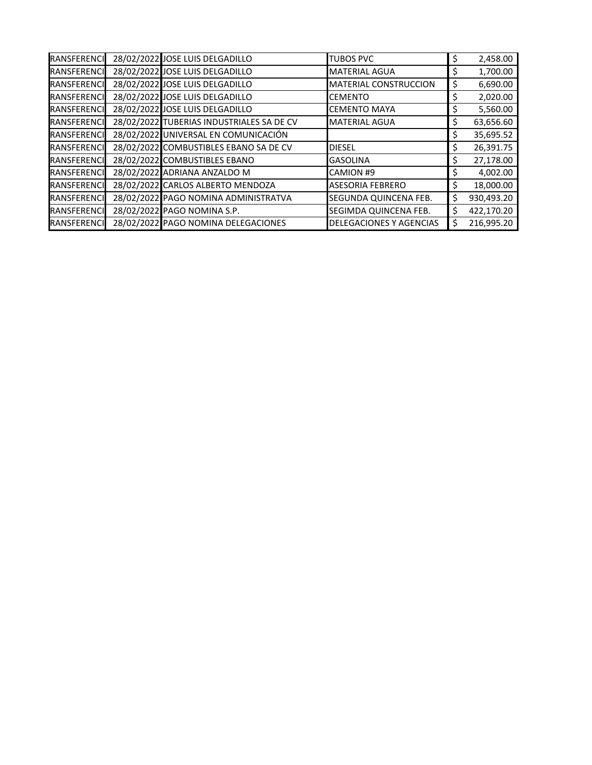| | | | | | |
|---|---|---|---|---|---|
| RANSFERENCI | 28/02/2022 | JOSE LUIS DELGADILLO | TUBOS PVC | $ | 2,458.00 |
| RANSFERENCI | 28/02/2022 | JOSE LUIS DELGADILLO | MATERIAL AGUA | $ | 1,700.00 |
| RANSFERENCI | 28/02/2022 | JOSE LUIS DELGADILLO | MATERIAL CONSTRUCCION | $ | 6,690.00 |
| RANSFERENCI | 28/02/2022 | JOSE LUIS DELGADILLO | CEMENTO | $ | 2,020.00 |
| RANSFERENCI | 28/02/2022 | JOSE LUIS DELGADILLO | CEMENTO MAYA | $ | 5,560.00 |
| RANSFERENCI | 28/02/2022 | TUBERIAS INDUSTRIALES SA DE CV | MATERIAL AGUA | $ | 63,656.60 |
| RANSFERENCI | 28/02/2022 | UNIVERSAL EN COMUNICACIÓN | | $ | 35,695.52 |
| RANSFERENCI | 28/02/2022 | COMBUSTIBLES EBANO SA DE CV | DIESEL | $ | 26,391.75 |
| RANSFERENCI | 28/02/2022 | COMBUSTIBLES EBANO | GASOLINA | $ | 27,178.00 |
| RANSFERENCI | 28/02/2022 | ADRIANA ANZALDO M | CAMION #9 | $ | 4,002.00 |
| RANSFERENCI | 28/02/2022 | CARLOS ALBERTO MENDOZA | ASESORIA FEBRERO | $ | 18,000.00 |
| RANSFERENCI | 28/02/2022 | PAGO NOMINA ADMINISTRATVA | SEGUNDA QUINCENA FEB. | $ | 930,493.20 |
| RANSFERENCI | 28/02/2022 | PAGO NOMINA S.P. | SEGIMDA QUINCENA FEB. | $ | 422,170.20 |
| RANSFERENCI | 28/02/2022 | PAGO NOMINA DELEGACIONES | DELEGACIONES Y AGENCIAS | $ | 216,995.20 |